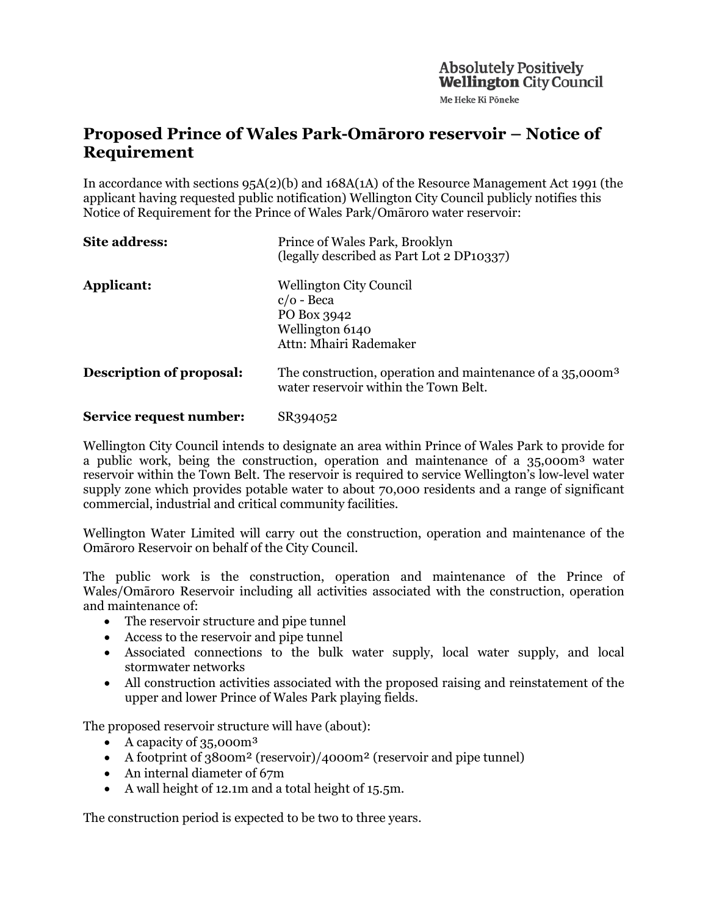Absolutely Positively **Wellington** City Council

Me Heke Ki Pōneke

# Proposed Prince of Wales Park-Omāroro reservoir – Notice of Requirement

In accordance with sections 95A(2)(b) and 168A(1A) of the Resource Management Act 1991 (the applicant having requested public notification) Wellington City Council publicly notifies this Notice of Requirement for the Prince of Wales Park/Omāroro water reservoir:

**Site address:** Prince of Wales Park, Brooklyn (legally described as Part Lot 2 DP10337)

**Applicant:** Wellington City Council
c/o - Beca
PO Box 3942
Wellington 6140
Attn: Mhairi Rademaker

**Description of proposal:** The construction, operation and maintenance of a 35,000m³ water reservoir within the Town Belt.

**Service request number:** SR394052

Wellington City Council intends to designate an area within Prince of Wales Park to provide for a public work, being the construction, operation and maintenance of a 35,000m³ water reservoir within the Town Belt. The reservoir is required to service Wellington's low-level water supply zone which provides potable water to about 70,000 residents and a range of significant commercial, industrial and critical community facilities.

Wellington Water Limited will carry out the construction, operation and maintenance of the Omāroro Reservoir on behalf of the City Council.

The public work is the construction, operation and maintenance of the Prince of Wales/Omāroro Reservoir including all activities associated with the construction, operation and maintenance of:

- The reservoir structure and pipe tunnel
- Access to the reservoir and pipe tunnel
- Associated connections to the bulk water supply, local water supply, and local stormwater networks
- All construction activities associated with the proposed raising and reinstatement of the upper and lower Prince of Wales Park playing fields.

The proposed reservoir structure will have (about):

- A capacity of 35,000m³
- A footprint of 3800m² (reservoir)/4000m² (reservoir and pipe tunnel)
- An internal diameter of 67m
- A wall height of 12.1m and a total height of 15.5m.

The construction period is expected to be two to three years.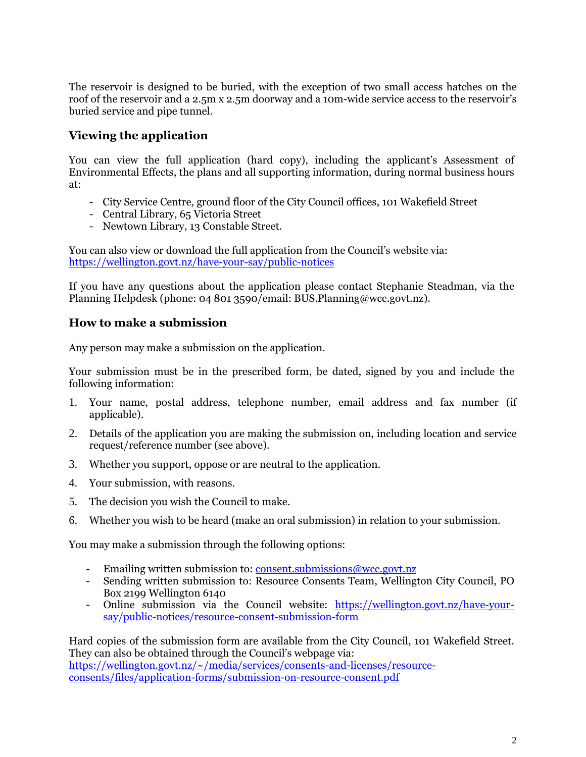The reservoir is designed to be buried, with the exception of two small access hatches on the roof of the reservoir and a 2.5m x 2.5m doorway and a 10m-wide service access to the reservoir's buried service and pipe tunnel.

## Viewing the application

You can view the full application (hard copy), including the applicant's Assessment of Environmental Effects, the plans and all supporting information, during normal business hours at:

- City Service Centre, ground floor of the City Council offices, 101 Wakefield Street
- Central Library, 65 Victoria Street
- Newtown Library, 13 Constable Street.

You can also view or download the full application from the Council's website via: https://wellington.govt.nz/have-your-say/public-notices

If you have any questions about the application please contact Stephanie Steadman, via the Planning Helpdesk (phone: 04 801 3590/email: BUS.Planning@wcc.govt.nz).

## How to make a submission

Any person may make a submission on the application.

Your submission must be in the prescribed form, be dated, signed by you and include the following information:

1. Your name, postal address, telephone number, email address and fax number (if applicable).
2. Details of the application you are making the submission on, including location and service request/reference number (see above).
3. Whether you support, oppose or are neutral to the application.
4. Your submission, with reasons.
5. The decision you wish the Council to make.
6. Whether you wish to be heard (make an oral submission) in relation to your submission.

You may make a submission through the following options:

- Emailing written submission to: consent.submissions@wcc.govt.nz
- Sending written submission to: Resource Consents Team, Wellington City Council, PO Box 2199 Wellington 6140
- Online submission via the Council website: https://wellington.govt.nz/have-your-say/public-notices/resource-consent-submission-form

Hard copies of the submission form are available from the City Council, 101 Wakefield Street. They can also be obtained through the Council's webpage via: https://wellington.govt.nz/~/media/services/consents-and-licenses/resource-consents/files/application-forms/submission-on-resource-consent.pdf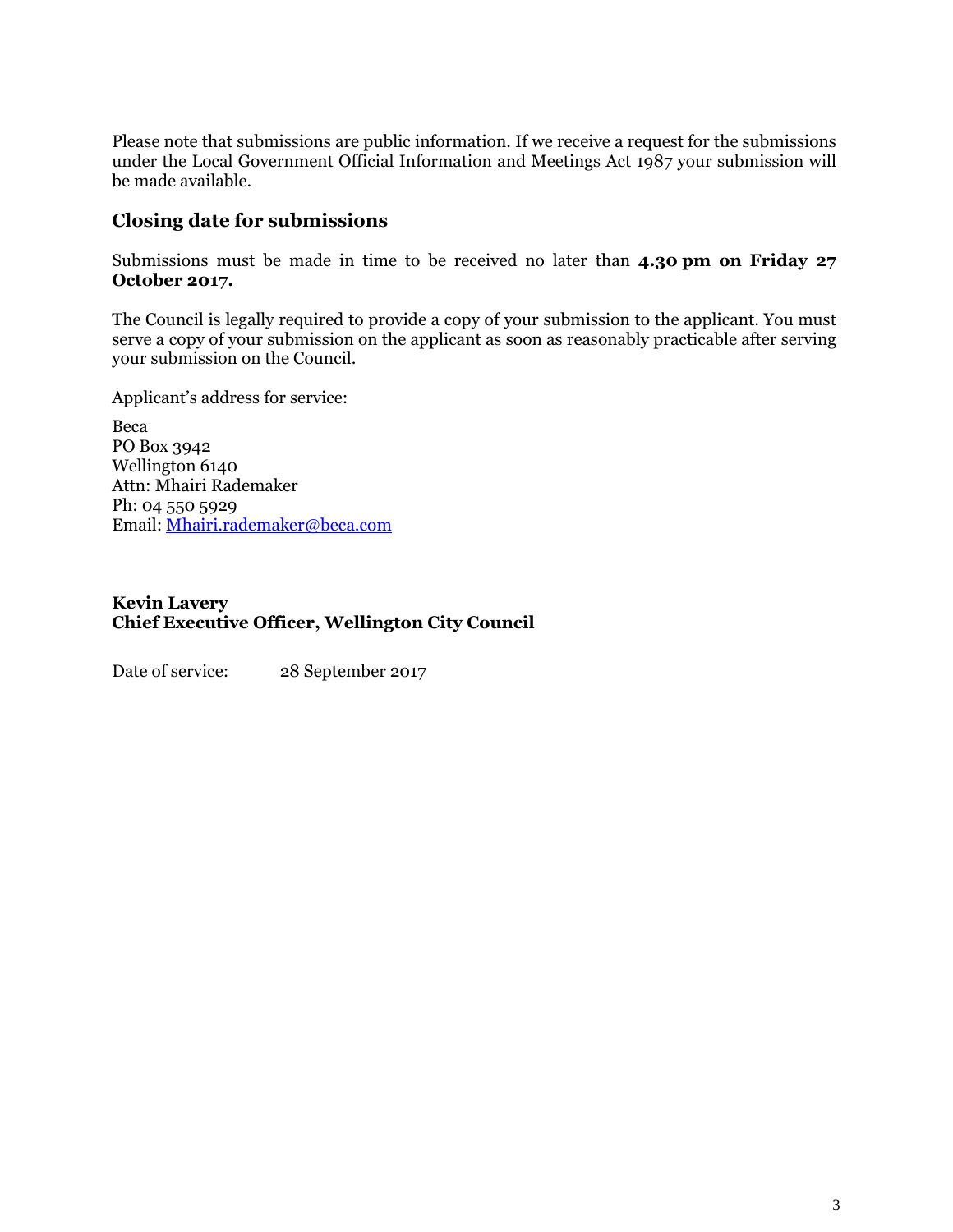Please note that submissions are public information. If we receive a request for the submissions under the Local Government Official Information and Meetings Act 1987 your submission will be made available.

## Closing date for submissions

Submissions must be made in time to be received no later than **4.30 pm on Friday 27 October 2017.**

The Council is legally required to provide a copy of your submission to the applicant. You must serve a copy of your submission on the applicant as soon as reasonably practicable after serving your submission on the Council.

Applicant's address for service:

Beca
PO Box 3942
Wellington 6140
Attn: Mhairi Rademaker
Ph: 04 550 5929
Email: Mhairi.rademaker@beca.com

**Kevin Lavery**
**Chief Executive Officer, Wellington City Council**

Date of service: 28 September 2017